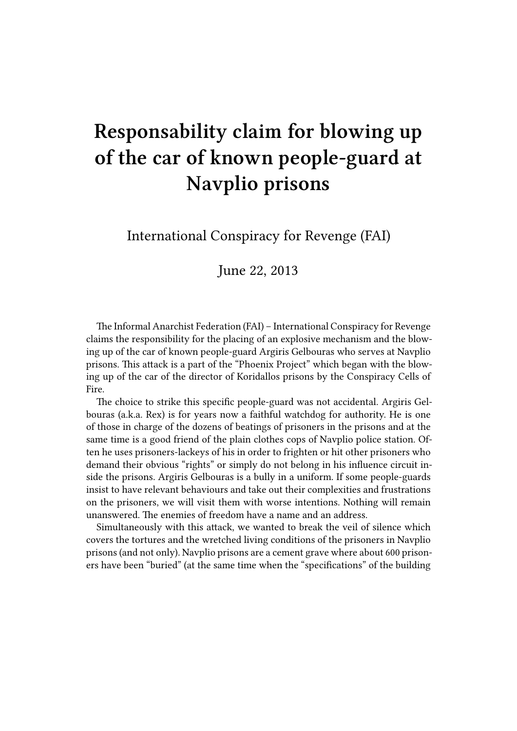# Responsability claim for blowing up of the car of known people-guard at Navplio prisons

International Conspiracy for Revenge (FAI)

June 22, 2013

The Informal Anarchist Federation (FAI) – International Conspiracy for Revenge claims the responsibility for the placing of an explosive mechanism and the blowing up of the car of known people-guard Argiris Gelbouras who serves at Navplio prisons. This attack is a part of the "Phoenix Project" which began with the blowing up of the car of the director of Koridallos prisons by the Conspiracy Cells of Fire.

The choice to strike this specific people-guard was not accidental. Argiris Gelbouras (a.k.a. Rex) is for years now a faithful watchdog for authority. He is one of those in charge of the dozens of beatings of prisoners in the prisons and at the same time is a good friend of the plain clothes cops of Navplio police station. Often he uses prisoners-lackeys of his in order to frighten or hit other prisoners who demand their obvious "rights" or simply do not belong in his influence circuit inside the prisons. Argiris Gelbouras is a bully in a uniform. If some people-guards insist to have relevant behaviours and take out their complexities and frustrations on the prisoners, we will visit them with worse intentions. Nothing will remain unanswered. The enemies of freedom have a name and an address.

Simultaneously with this attack, we wanted to break the veil of silence which covers the tortures and the wretched living conditions of the prisoners in Navplio prisons (and not only). Navplio prisons are a cement grave where about 600 prisoners have been "buried" (at the same time when the "specifications" of the building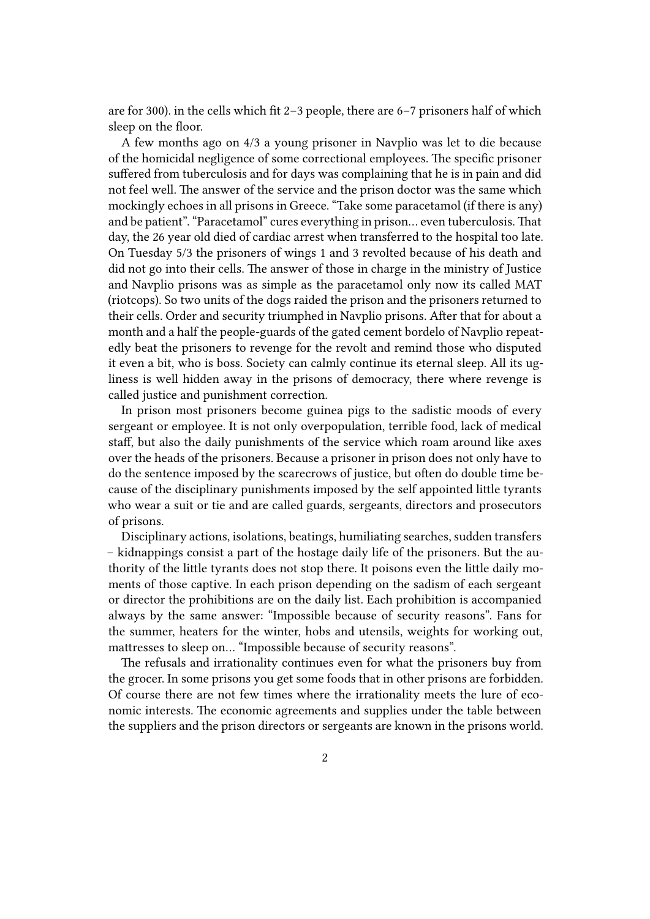are for 300). in the cells which fit 2–3 people, there are 6–7 prisoners half of which sleep on the floor.

A few months ago on 4/3 a young prisoner in Navplio was let to die because of the homicidal negligence of some correctional employees. The specific prisoner suffered from tuberculosis and for days was complaining that he is in pain and did not feel well. The answer of the service and the prison doctor was the same which mockingly echoes in all prisons in Greece. "Take some paracetamol (if there is any) and be patient". "Paracetamol" cures everything in prison… even tuberculosis. That day, the 26 year old died of cardiac arrest when transferred to the hospital too late. On Tuesday 5/3 the prisoners of wings 1 and 3 revolted because of his death and did not go into their cells. The answer of those in charge in the ministry of Justice and Navplio prisons was as simple as the paracetamol only now its called MAT (riotcops). So two units of the dogs raided the prison and the prisoners returned to their cells. Order and security triumphed in Navplio prisons. After that for about a month and a half the people-guards of the gated cement bordelo of Navplio repeatedly beat the prisoners to revenge for the revolt and remind those who disputed it even a bit, who is boss. Society can calmly continue its eternal sleep. All its ugliness is well hidden away in the prisons of democracy, there where revenge is called justice and punishment correction.

In prison most prisoners become guinea pigs to the sadistic moods of every sergeant or employee. It is not only overpopulation, terrible food, lack of medical staff, but also the daily punishments of the service which roam around like axes over the heads of the prisoners. Because a prisoner in prison does not only have to do the sentence imposed by the scarecrows of justice, but often do double time because of the disciplinary punishments imposed by the self appointed little tyrants who wear a suit or tie and are called guards, sergeants, directors and prosecutors of prisons.

Disciplinary actions, isolations, beatings, humiliating searches, sudden transfers – kidnappings consist a part of the hostage daily life of the prisoners. But the authority of the little tyrants does not stop there. It poisons even the little daily moments of those captive. In each prison depending on the sadism of each sergeant or director the prohibitions are on the daily list. Each prohibition is accompanied always by the same answer: "Impossible because of security reasons". Fans for the summer, heaters for the winter, hobs and utensils, weights for working out, mattresses to sleep on… "Impossible because of security reasons".

The refusals and irrationality continues even for what the prisoners buy from the grocer. In some prisons you get some foods that in other prisons are forbidden. Of course there are not few times where the irrationality meets the lure of economic interests. The economic agreements and supplies under the table between the suppliers and the prison directors or sergeants are known in the prisons world.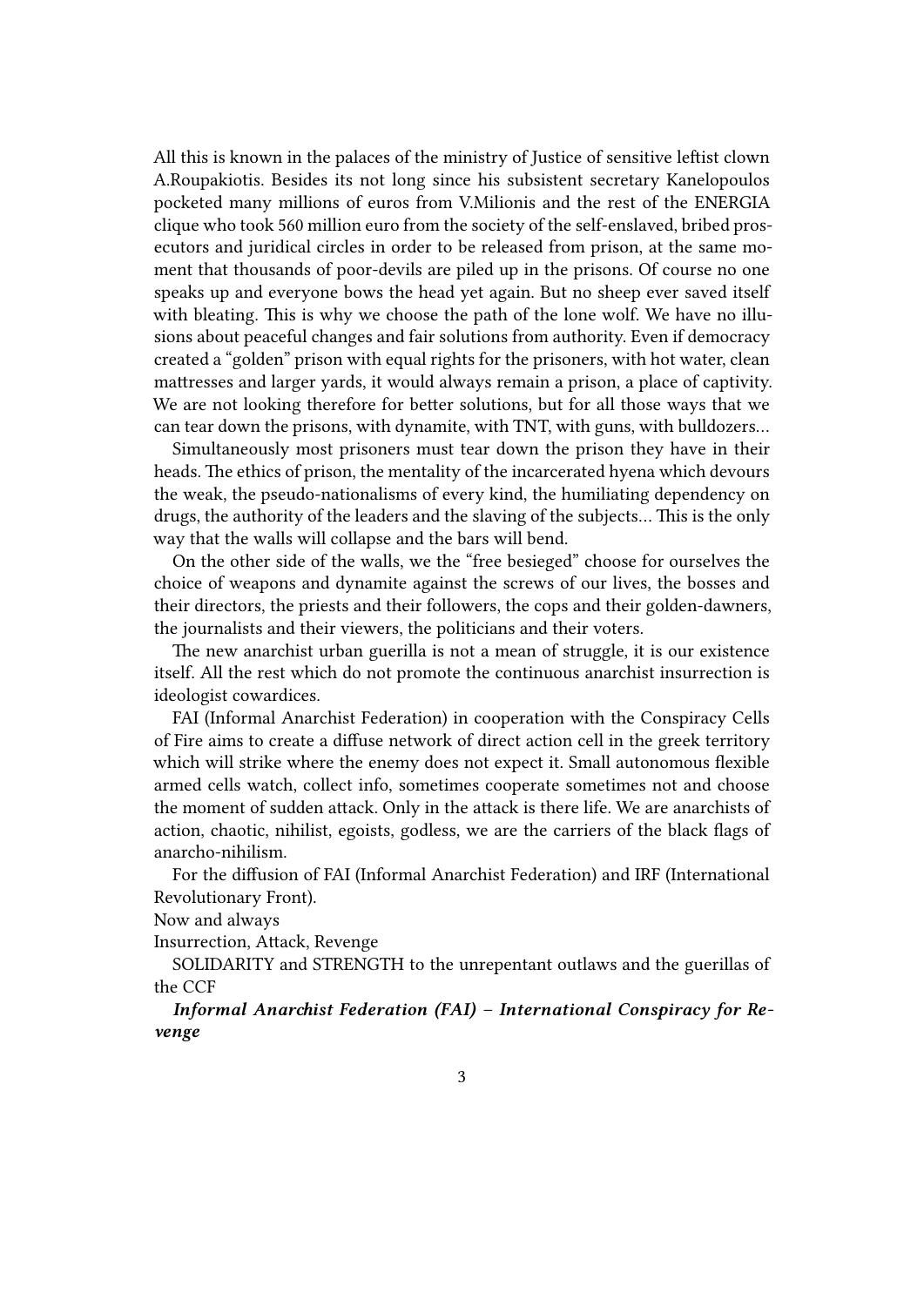All this is known in the palaces of the ministry of Justice of sensitive leftist clown A.Roupakiotis. Besides its not long since his subsistent secretary Kanelopoulos pocketed many millions of euros from V.Milionis and the rest of the ENERGIA clique who took 560 million euro from the society of the self-enslaved, bribed prosecutors and juridical circles in order to be released from prison, at the same moment that thousands of poor-devils are piled up in the prisons. Of course no one speaks up and everyone bows the head yet again. But no sheep ever saved itself with bleating. This is why we choose the path of the lone wolf. We have no illusions about peaceful changes and fair solutions from authority. Even if democracy created a "golden" prison with equal rights for the prisoners, with hot water, clean mattresses and larger yards, it would always remain a prison, a place of captivity. We are not looking therefore for better solutions, but for all those ways that we can tear down the prisons, with dynamite, with TNT, with guns, with bulldozers…

Simultaneously most prisoners must tear down the prison they have in their heads. The ethics of prison, the mentality of the incarcerated hyena which devours the weak, the pseudo-nationalisms of every kind, the humiliating dependency on drugs, the authority of the leaders and the slaving of the subjects… This is the only way that the walls will collapse and the bars will bend.

On the other side of the walls, we the "free besieged" choose for ourselves the choice of weapons and dynamite against the screws of our lives, the bosses and their directors, the priests and their followers, the cops and their golden-dawners, the journalists and their viewers, the politicians and their voters.

The new anarchist urban guerilla is not a mean of struggle, it is our existence itself. All the rest which do not promote the continuous anarchist insurrection is ideologist cowardices.

FAI (Informal Anarchist Federation) in cooperation with the Conspiracy Cells of Fire aims to create a diffuse network of direct action cell in the greek territory which will strike where the enemy does not expect it. Small autonomous flexible armed cells watch, collect info, sometimes cooperate sometimes not and choose the moment of sudden attack. Only in the attack is there life. We are anarchists of action, chaotic, nihilist, egoists, godless, we are the carriers of the black flags of anarcho-nihilism.

For the diffusion of FAI (Informal Anarchist Federation) and IRF (International Revolutionary Front).

Now and always

Insurrection, Attack, Revenge

SOLIDARITY and STRENGTH to the unrepentant outlaws and the guerillas of the CCF

***Informal Anarchist Federation (FAI) – International Conspiracy for Revenge***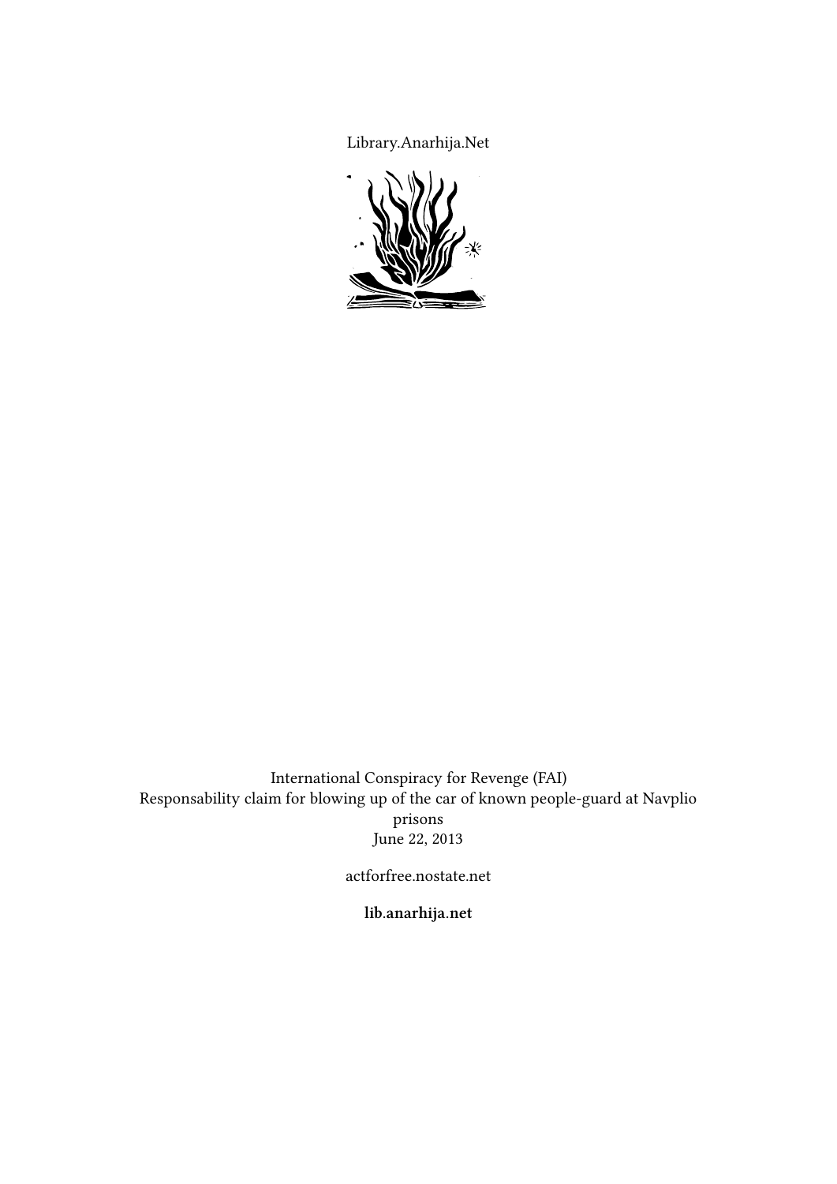Library.Anarhija.Net

International Conspiracy for Revenge (FAI)
Responsability claim for blowing up of the car of known people-guard at Navplio prisons
June 22, 2013

actforfree.nostate.net

**lib.anarhija.net**